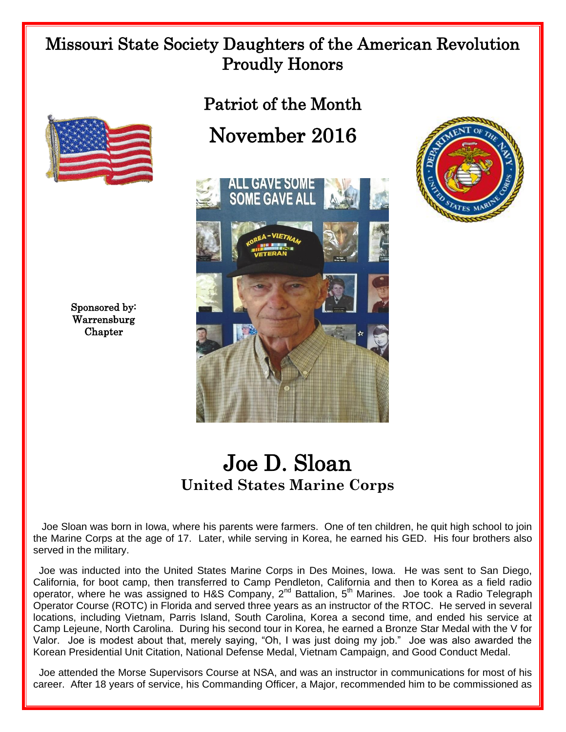# Missouri State Society Daughters of the American Revolution Proudly Honors

## Patriot of the Month

## November 2016

Sponsored by:
Warrensburg
Chapter

# Joe D. Sloan

### United States Marine Corps

Joe Sloan was born in Iowa, where his parents were farmers. One of ten children, he quit high school to join the Marine Corps at the age of 17. Later, while serving in Korea, he earned his GED. His four brothers also served in the military.

Joe was inducted into the United States Marine Corps in Des Moines, Iowa. He was sent to San Diego, California, for boot camp, then transferred to Camp Pendleton, California and then to Korea as a field radio operator, where he was assigned to H&S Company, 2nd Battalion, 5th Marines. Joe took a Radio Telegraph Operator Course (ROTC) in Florida and served three years as an instructor of the RTOC. He served in several locations, including Vietnam, Parris Island, South Carolina, Korea a second time, and ended his service at Camp Lejeune, North Carolina. During his second tour in Korea, he earned a Bronze Star Medal with the V for Valor. Joe is modest about that, merely saying, "Oh, I was just doing my job." Joe was also awarded the Korean Presidential Unit Citation, National Defense Medal, Vietnam Campaign, and Good Conduct Medal.

Joe attended the Morse Supervisors Course at NSA, and was an instructor in communications for most of his career. After 18 years of service, his Commanding Officer, a Major, recommended him to be commissioned as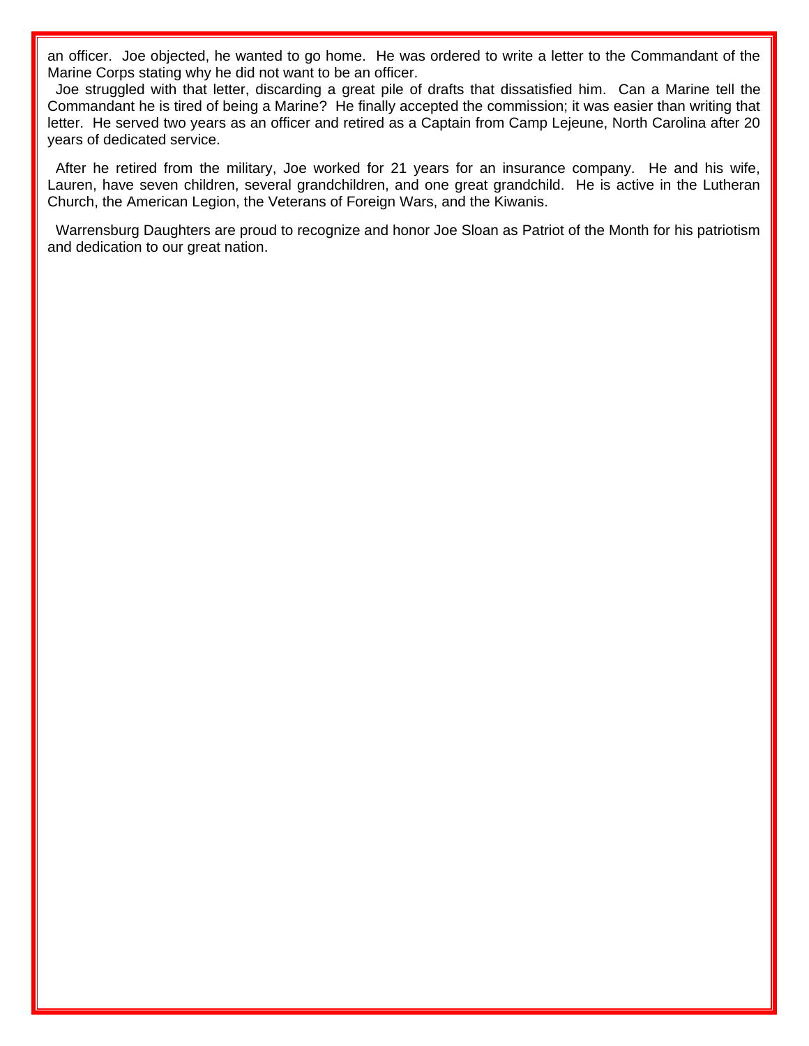an officer. Joe objected, he wanted to go home. He was ordered to write a letter to the Commandant of the Marine Corps stating why he did not want to be an officer.

Joe struggled with that letter, discarding a great pile of drafts that dissatisfied him. Can a Marine tell the Commandant he is tired of being a Marine? He finally accepted the commission; it was easier than writing that letter. He served two years as an officer and retired as a Captain from Camp Lejeune, North Carolina after 20 years of dedicated service.

After he retired from the military, Joe worked for 21 years for an insurance company. He and his wife, Lauren, have seven children, several grandchildren, and one great grandchild. He is active in the Lutheran Church, the American Legion, the Veterans of Foreign Wars, and the Kiwanis.

Warrensburg Daughters are proud to recognize and honor Joe Sloan as Patriot of the Month for his patriotism and dedication to our great nation.